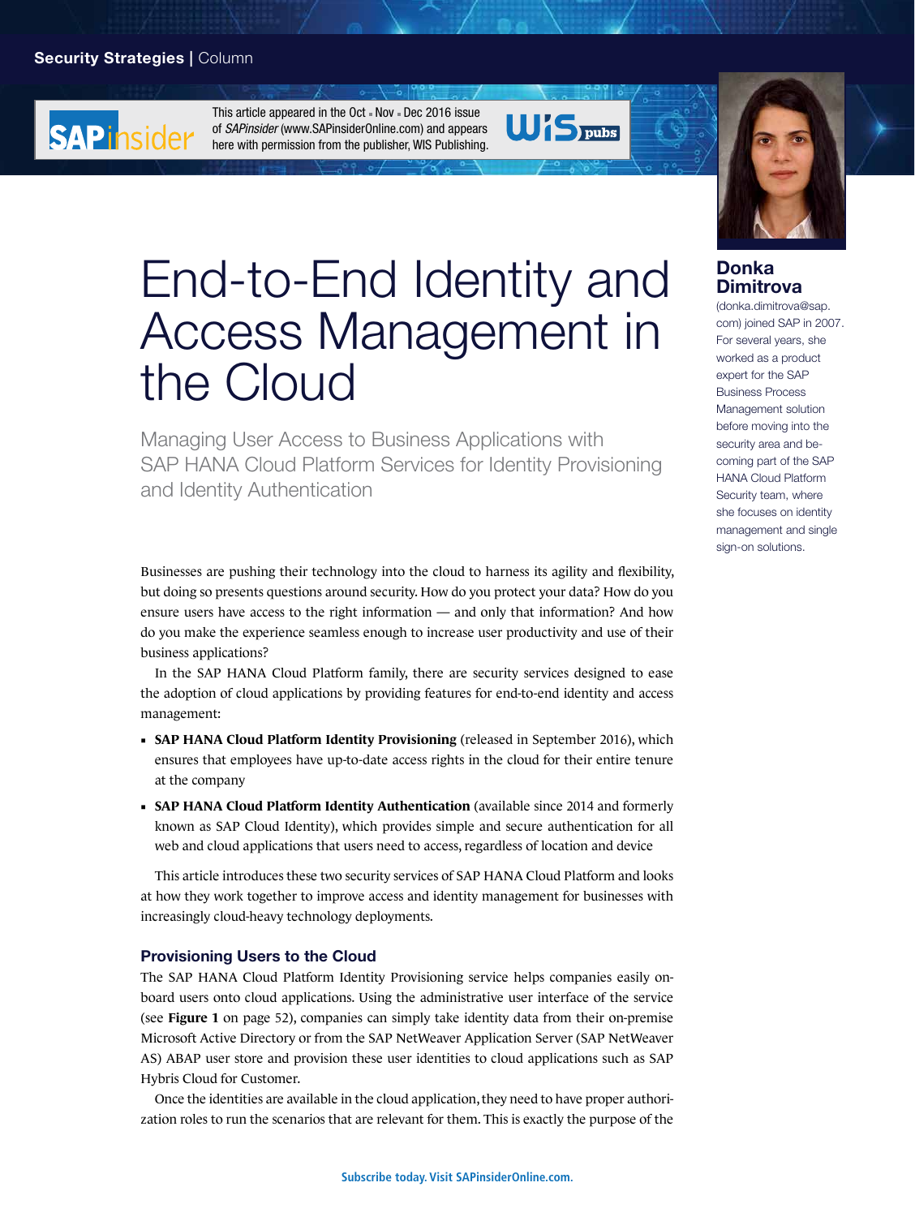Security Strategies | Column

This article appeared in the Oct • Nov • Dec 2016 issue of *SAPinsider* (www.SAPinsiderOnline.com) and appears here with permission from the publisher, WIS Publishing.

# End-to-End Identity and Access Management in the Cloud

## Managing User Access to Business Applications with SAP HANA Cloud Platform Services for Identity Provisioning and Identity Authentication

**Donka Dimitrova**

(donka.dimitrova@sap.com) joined SAP in 2007. For several years, she worked as a product expert for the SAP Business Process Management solution before moving into the security area and becoming part of the SAP HANA Cloud Platform Security team, where she focuses on identity management and single sign-on solutions.

Businesses are pushing their technology into the cloud to harness its agility and flexibility, but doing so presents questions around security. How do you protect your data? How do you ensure users have access to the right information — and only that information? And how do you make the experience seamless enough to increase user productivity and use of their business applications?

In the SAP HANA Cloud Platform family, there are security services designed to ease the adoption of cloud applications by providing features for end-to-end identity and access management:

- **SAP HANA Cloud Platform Identity Provisioning** (released in September 2016), which ensures that employees have up-to-date access rights in the cloud for their entire tenure at the company
- **SAP HANA Cloud Platform Identity Authentication** (available since 2014 and formerly known as SAP Cloud Identity), which provides simple and secure authentication for all web and cloud applications that users need to access, regardless of location and device

This article introduces these two security services of SAP HANA Cloud Platform and looks at how they work together to improve access and identity management for businesses with increasingly cloud-heavy technology deployments.

### Provisioning Users to the Cloud

The SAP HANA Cloud Platform Identity Provisioning service helps companies easily onboard users onto cloud applications. Using the administrative user interface of the service (see **Figure 1** on page 52), companies can simply take identity data from their on-premise Microsoft Active Directory or from the SAP NetWeaver Application Server (SAP NetWeaver AS) ABAP user store and provision these user identities to cloud applications such as SAP Hybris Cloud for Customer.

Once the identities are available in the cloud application, they need to have proper authorization roles to run the scenarios that are relevant for them. This is exactly the purpose of the

Subscribe today. Visit SAPinsiderOnline.com.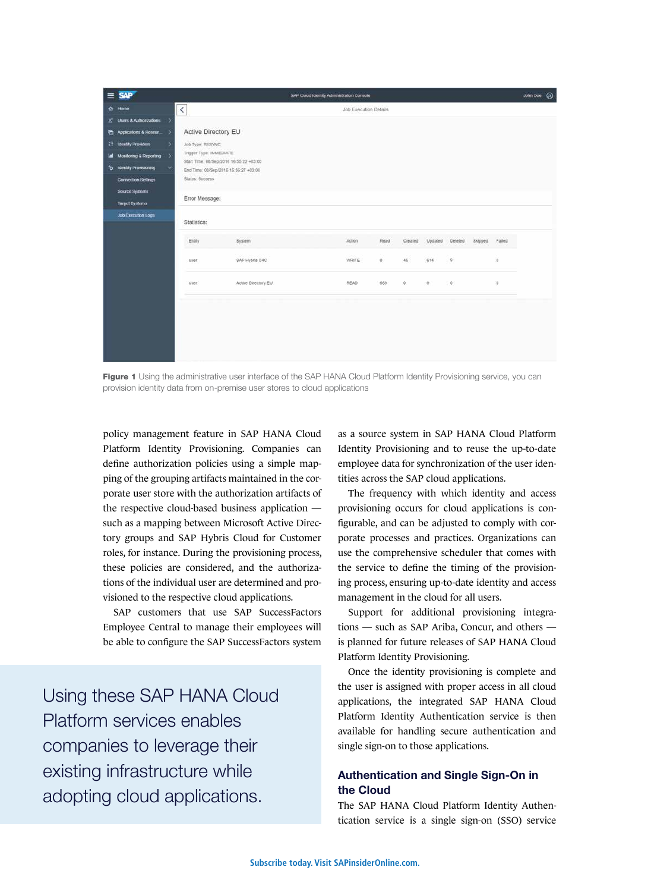**Figure 1** Using the administrative user interface of the SAP HANA Cloud Platform Identity Provisioning service, you can provision identity data from on-premise user stores to cloud applications

policy management feature in SAP HANA Cloud Platform Identity Provisioning. Companies can define authorization policies using a simple mapping of the grouping artifacts maintained in the corporate user store with the authorization artifacts of the respective cloud-based business application — such as a mapping between Microsoft Active Directory groups and SAP Hybris Cloud for Customer roles, for instance. During the provisioning process, these policies are considered, and the authorizations of the individual user are determined and provisioned to the respective cloud applications.

SAP customers that use SAP SuccessFactors Employee Central to manage their employees will be able to configure the SAP SuccessFactors system as a source system in SAP HANA Cloud Platform Identity Provisioning and to reuse the up-to-date employee data for synchronization of the user identities across the SAP cloud applications.

> Using these SAP HANA Cloud Platform services enables companies to leverage their existing infrastructure while adopting cloud applications.

The frequency with which identity and access provisioning occurs for cloud applications is configurable, and can be adjusted to comply with corporate processes and practices. Organizations can use the comprehensive scheduler that comes with the service to define the timing of the provisioning process, ensuring up-to-date identity and access management in the cloud for all users.

Support for additional provisioning integrations — such as SAP Ariba, Concur, and others — is planned for future releases of SAP HANA Cloud Platform Identity Provisioning.

Once the identity provisioning is complete and the user is assigned with proper access in all cloud applications, the integrated SAP HANA Cloud Platform Identity Authentication service is then available for handling secure authentication and single sign-on to those applications.

## Authentication and Single Sign-On in the Cloud

The SAP HANA Cloud Platform Identity Authentication service is a single sign-on (SSO) service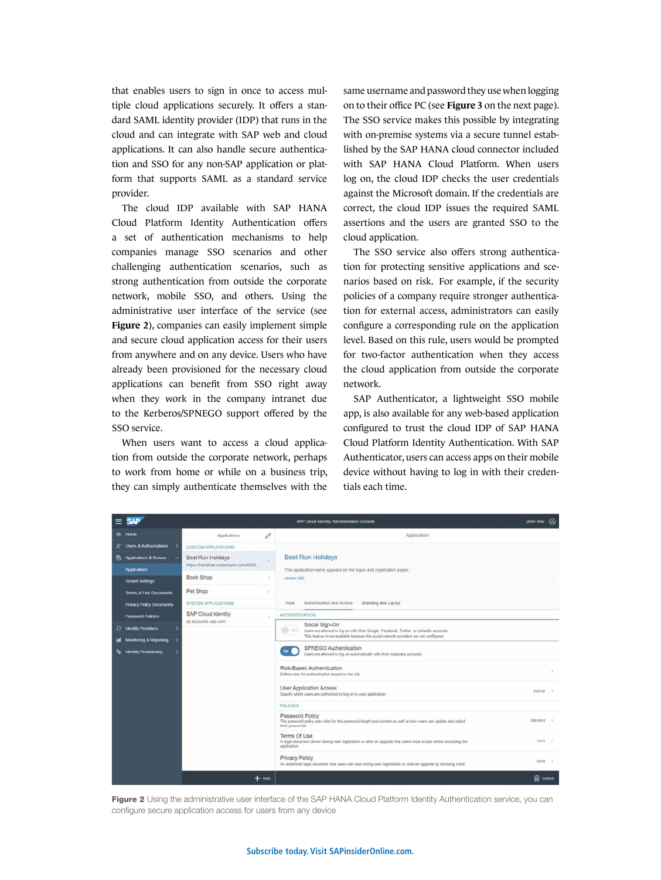that enables users to sign in once to access multiple cloud applications securely. It offers a standard SAML identity provider (IDP) that runs in the cloud and can integrate with SAP web and cloud applications. It can also handle secure authentication and SSO for any non-SAP application or platform that supports SAML as a standard service provider.

The cloud IDP available with SAP HANA Cloud Platform Identity Authentication offers a set of authentication mechanisms to help companies manage SSO scenarios and other challenging authentication scenarios, such as strong authentication from outside the corporate network, mobile SSO, and others. Using the administrative user interface of the service (see **Figure 2**), companies can easily implement simple and secure cloud application access for their users from anywhere and on any device. Users who have already been provisioned for the necessary cloud applications can benefit from SSO right away when they work in the company intranet due to the Kerberos/SPNEGO support offered by the SSO service.

When users want to access a cloud application from outside the corporate network, perhaps to work from home or while on a business trip, they can simply authenticate themselves with the same username and password they use when logging on to their office PC (see **Figure 3** on the next page). The SSO service makes this possible by integrating with on-premise systems via a secure tunnel established by the SAP HANA cloud connector included with SAP HANA Cloud Platform. When users log on, the cloud IDP checks the user credentials against the Microsoft domain. If the credentials are correct, the cloud IDP issues the required SAML assertions and the users are granted SSO to the cloud application.

The SSO service also offers strong authentication for protecting sensitive applications and scenarios based on risk. For example, if the security policies of a company require stronger authentication for external access, administrators can easily configure a corresponding rule on the application level. Based on this rule, users would be prompted for two-factor authentication when they access the cloud application from outside the corporate network.

SAP Authenticator, a lightweight SSO mobile app, is also available for any web-based application configured to trust the cloud IDP of SAP HANA Cloud Platform Identity Authentication. With SAP Authenticator, users can access apps on their mobile device without having to log in with their credentials each time.

**Figure 2** Using the administrative user interface of the SAP HANA Cloud Platform Identity Authentication service, you can configure secure application access for users from any device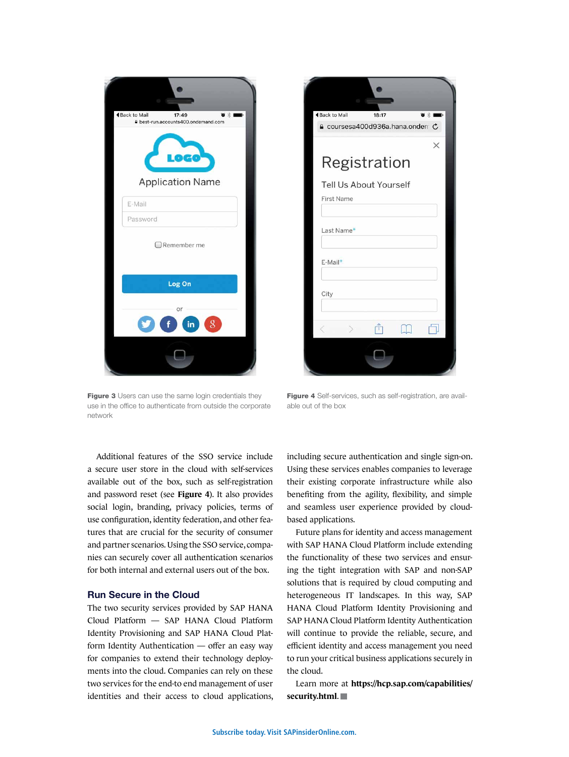**Figure 3** Users can use the same login credentials they use in the office to authenticate from outside the corporate network

**Figure 4** Self-services, such as self-registration, are available out of the box

Additional features of the SSO service include a secure user store in the cloud with self-services available out of the box, such as self-registration and password reset (see **Figure 4**). It also provides social login, branding, privacy policies, terms of use configuration, identity federation, and other features that are crucial for the security of consumer and partner scenarios. Using the SSO service, companies can securely cover all authentication scenarios for both internal and external users out of the box.

## Run Secure in the Cloud

The two security services provided by SAP HANA Cloud Platform — SAP HANA Cloud Platform Identity Provisioning and SAP HANA Cloud Platform Identity Authentication — offer an easy way for companies to extend their technology deployments into the cloud. Companies can rely on these two services for the end-to end management of user identities and their access to cloud applications, including secure authentication and single sign-on. Using these services enables companies to leverage their existing corporate infrastructure while also benefiting from the agility, flexibility, and simple and seamless user experience provided by cloud-based applications.

Future plans for identity and access management with SAP HANA Cloud Platform include extending the functionality of these two services and ensuring the tight integration with SAP and non-SAP solutions that is required by cloud computing and heterogeneous IT landscapes. In this way, SAP HANA Cloud Platform Identity Provisioning and SAP HANA Cloud Platform Identity Authentication will continue to provide the reliable, secure, and efficient identity and access management you need to run your critical business applications securely in the cloud.

Learn more at **https://hcp.sap.com/capabilities/security.html**. ■